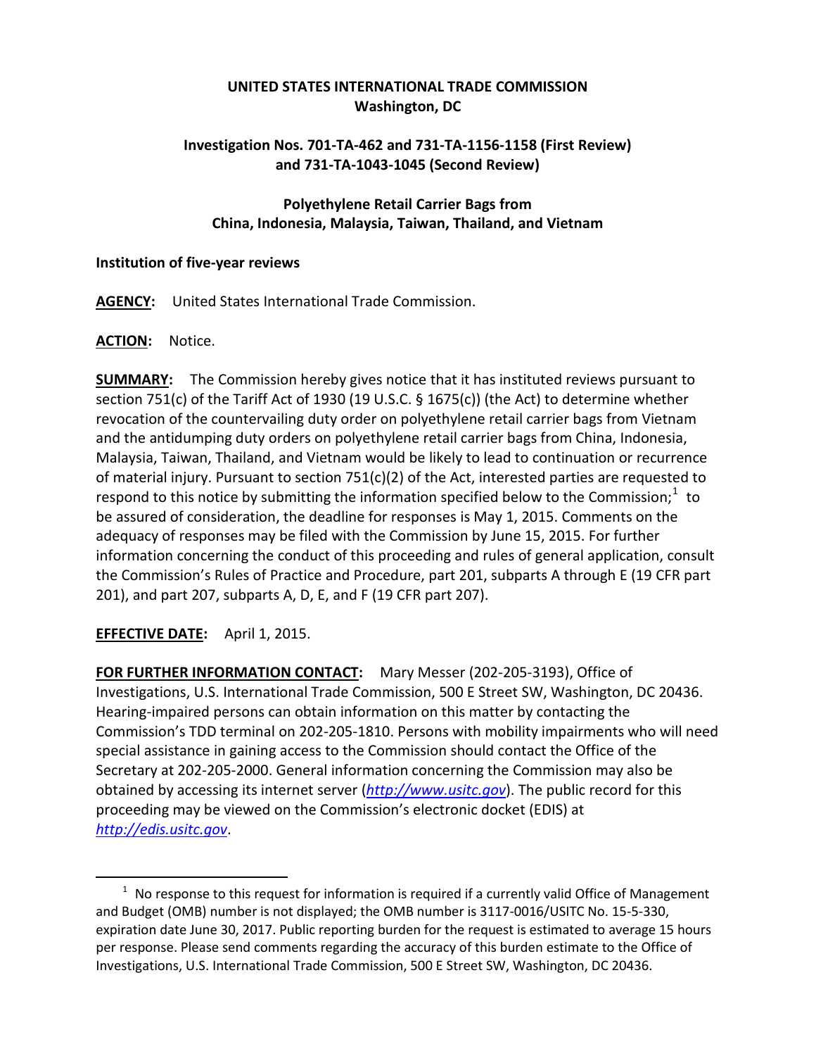**UNITED STATES INTERNATIONAL TRADE COMMISSION**
**Washington, DC**

**Investigation Nos. 701-TA-462 and 731-TA-1156-1158 (First Review) and 731-TA-1043-1045 (Second Review)**

**Polyethylene Retail Carrier Bags from China, Indonesia, Malaysia, Taiwan, Thailand, and Vietnam**

**Institution of five-year reviews**

**AGENCY:** United States International Trade Commission.

**ACTION:** Notice.

**SUMMARY:** The Commission hereby gives notice that it has instituted reviews pursuant to section 751(c) of the Tariff Act of 1930 (19 U.S.C. § 1675(c)) (the Act) to determine whether revocation of the countervailing duty order on polyethylene retail carrier bags from Vietnam and the antidumping duty orders on polyethylene retail carrier bags from China, Indonesia, Malaysia, Taiwan, Thailand, and Vietnam would be likely to lead to continuation or recurrence of material injury. Pursuant to section 751(c)(2) of the Act, interested parties are requested to respond to this notice by submitting the information specified below to the Commission;[1] to be assured of consideration, the deadline for responses is May 1, 2015. Comments on the adequacy of responses may be filed with the Commission by June 15, 2015. For further information concerning the conduct of this proceeding and rules of general application, consult the Commission's Rules of Practice and Procedure, part 201, subparts A through E (19 CFR part 201), and part 207, subparts A, D, E, and F (19 CFR part 207).

**EFFECTIVE DATE:** April 1, 2015.

**FOR FURTHER INFORMATION CONTACT:** Mary Messer (202-205-3193), Office of Investigations, U.S. International Trade Commission, 500 E Street SW, Washington, DC 20436. Hearing-impaired persons can obtain information on this matter by contacting the Commission's TDD terminal on 202-205-1810. Persons with mobility impairments who will need special assistance in gaining access to the Commission should contact the Office of the Secretary at 202-205-2000. General information concerning the Commission may also be obtained by accessing its internet server (*http://www.usitc.gov*). The public record for this proceeding may be viewed on the Commission's electronic docket (EDIS) at *http://edis.usitc.gov*.

[1] No response to this request for information is required if a currently valid Office of Management and Budget (OMB) number is not displayed; the OMB number is 3117-0016/USITC No. 15-5-330, expiration date June 30, 2017. Public reporting burden for the request is estimated to average 15 hours per response. Please send comments regarding the accuracy of this burden estimate to the Office of Investigations, U.S. International Trade Commission, 500 E Street SW, Washington, DC 20436.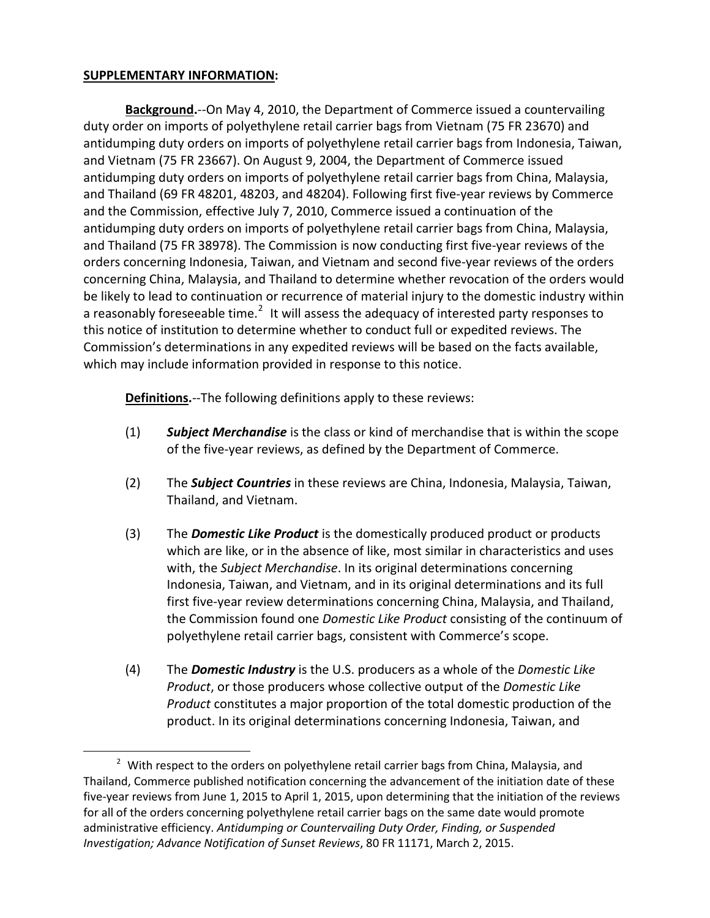**SUPPLEMENTARY INFORMATION:**

**Background.**--On May 4, 2010, the Department of Commerce issued a countervailing duty order on imports of polyethylene retail carrier bags from Vietnam (75 FR 23670) and antidumping duty orders on imports of polyethylene retail carrier bags from Indonesia, Taiwan, and Vietnam (75 FR 23667). On August 9, 2004, the Department of Commerce issued antidumping duty orders on imports of polyethylene retail carrier bags from China, Malaysia, and Thailand (69 FR 48201, 48203, and 48204). Following first five-year reviews by Commerce and the Commission, effective July 7, 2010, Commerce issued a continuation of the antidumping duty orders on imports of polyethylene retail carrier bags from China, Malaysia, and Thailand (75 FR 38978). The Commission is now conducting first five-year reviews of the orders concerning Indonesia, Taiwan, and Vietnam and second five-year reviews of the orders concerning China, Malaysia, and Thailand to determine whether revocation of the orders would be likely to lead to continuation or recurrence of material injury to the domestic industry within a reasonably foreseeable time.[2] It will assess the adequacy of interested party responses to this notice of institution to determine whether to conduct full or expedited reviews. The Commission's determinations in any expedited reviews will be based on the facts available, which may include information provided in response to this notice.

**Definitions.**--The following definitions apply to these reviews:

(1) ***Subject Merchandise*** is the class or kind of merchandise that is within the scope of the five-year reviews, as defined by the Department of Commerce.

(2) The ***Subject Countries*** in these reviews are China, Indonesia, Malaysia, Taiwan, Thailand, and Vietnam.

(3) The ***Domestic Like Product*** is the domestically produced product or products which are like, or in the absence of like, most similar in characteristics and uses with, the *Subject Merchandise*. In its original determinations concerning Indonesia, Taiwan, and Vietnam, and in its original determinations and its full first five-year review determinations concerning China, Malaysia, and Thailand, the Commission found one *Domestic Like Product* consisting of the continuum of polyethylene retail carrier bags, consistent with Commerce's scope.

(4) The ***Domestic Industry*** is the U.S. producers as a whole of the *Domestic Like Product*, or those producers whose collective output of the *Domestic Like Product* constitutes a major proportion of the total domestic production of the product. In its original determinations concerning Indonesia, Taiwan, and

---

[2] With respect to the orders on polyethylene retail carrier bags from China, Malaysia, and Thailand, Commerce published notification concerning the advancement of the initiation date of these five-year reviews from June 1, 2015 to April 1, 2015, upon determining that the initiation of the reviews for all of the orders concerning polyethylene retail carrier bags on the same date would promote administrative efficiency. *Antidumping or Countervailing Duty Order, Finding, or Suspended Investigation; Advance Notification of Sunset Reviews*, 80 FR 11171, March 2, 2015.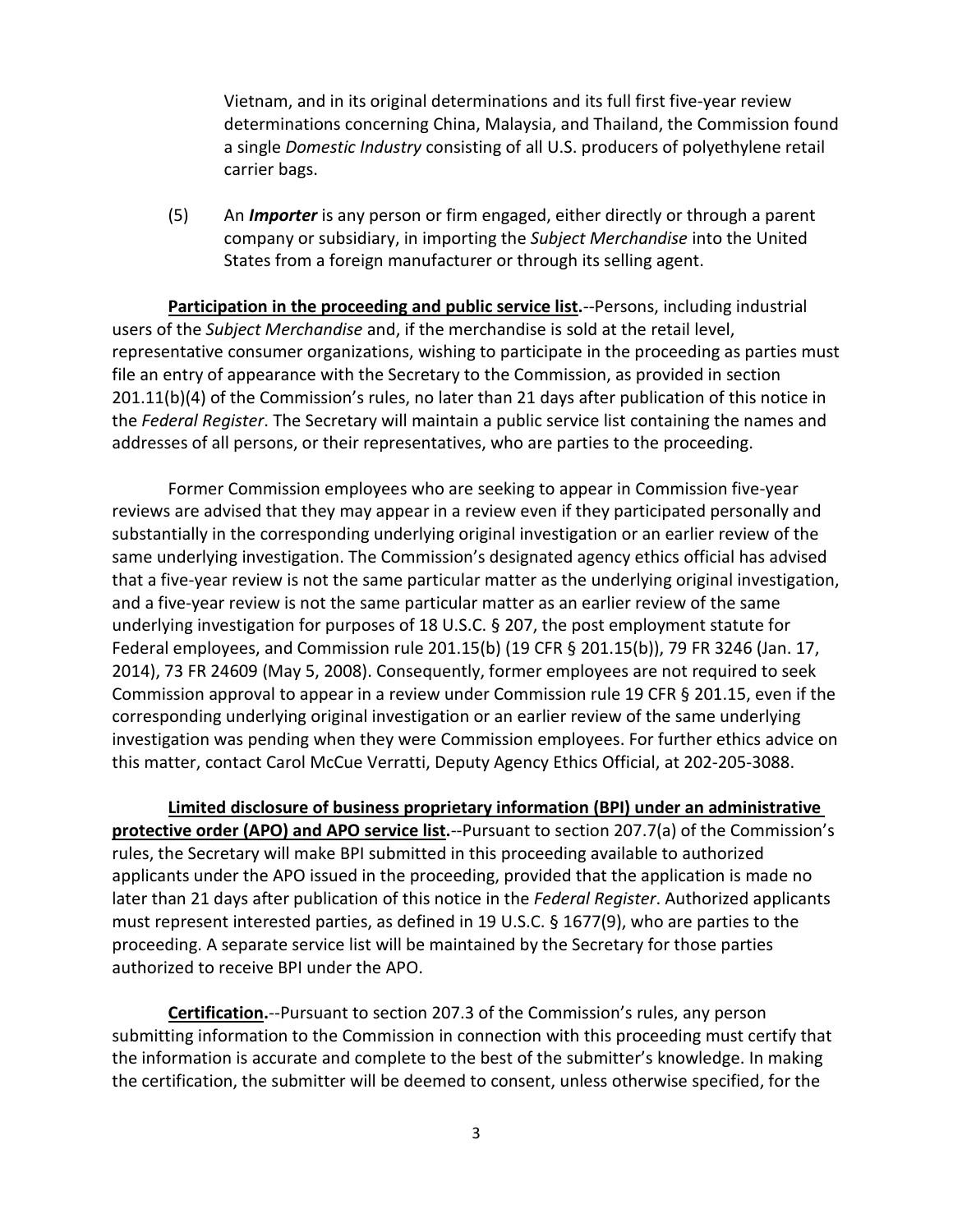Vietnam, and in its original determinations and its full first five-year review determinations concerning China, Malaysia, and Thailand, the Commission found a single *Domestic Industry* consisting of all U.S. producers of polyethylene retail carrier bags.

(5) An ***Importer*** is any person or firm engaged, either directly or through a parent company or subsidiary, in importing the *Subject Merchandise* into the United States from a foreign manufacturer or through its selling agent.

**Participation in the proceeding and public service list.**--Persons, including industrial users of the *Subject Merchandise* and, if the merchandise is sold at the retail level, representative consumer organizations, wishing to participate in the proceeding as parties must file an entry of appearance with the Secretary to the Commission, as provided in section 201.11(b)(4) of the Commission's rules, no later than 21 days after publication of this notice in the *Federal Register*. The Secretary will maintain a public service list containing the names and addresses of all persons, or their representatives, who are parties to the proceeding.

Former Commission employees who are seeking to appear in Commission five-year reviews are advised that they may appear in a review even if they participated personally and substantially in the corresponding underlying original investigation or an earlier review of the same underlying investigation. The Commission's designated agency ethics official has advised that a five-year review is not the same particular matter as the underlying original investigation, and a five-year review is not the same particular matter as an earlier review of the same underlying investigation for purposes of 18 U.S.C. § 207, the post employment statute for Federal employees, and Commission rule 201.15(b) (19 CFR § 201.15(b)), 79 FR 3246 (Jan. 17, 2014), 73 FR 24609 (May 5, 2008). Consequently, former employees are not required to seek Commission approval to appear in a review under Commission rule 19 CFR § 201.15, even if the corresponding underlying original investigation or an earlier review of the same underlying investigation was pending when they were Commission employees. For further ethics advice on this matter, contact Carol McCue Verratti, Deputy Agency Ethics Official, at 202-205-3088.

**Limited disclosure of business proprietary information (BPI) under an administrative protective order (APO) and APO service list.**--Pursuant to section 207.7(a) of the Commission's rules, the Secretary will make BPI submitted in this proceeding available to authorized applicants under the APO issued in the proceeding, provided that the application is made no later than 21 days after publication of this notice in the *Federal Register*. Authorized applicants must represent interested parties, as defined in 19 U.S.C. § 1677(9), who are parties to the proceeding. A separate service list will be maintained by the Secretary for those parties authorized to receive BPI under the APO.

**Certification.**--Pursuant to section 207.3 of the Commission's rules, any person submitting information to the Commission in connection with this proceeding must certify that the information is accurate and complete to the best of the submitter's knowledge. In making the certification, the submitter will be deemed to consent, unless otherwise specified, for the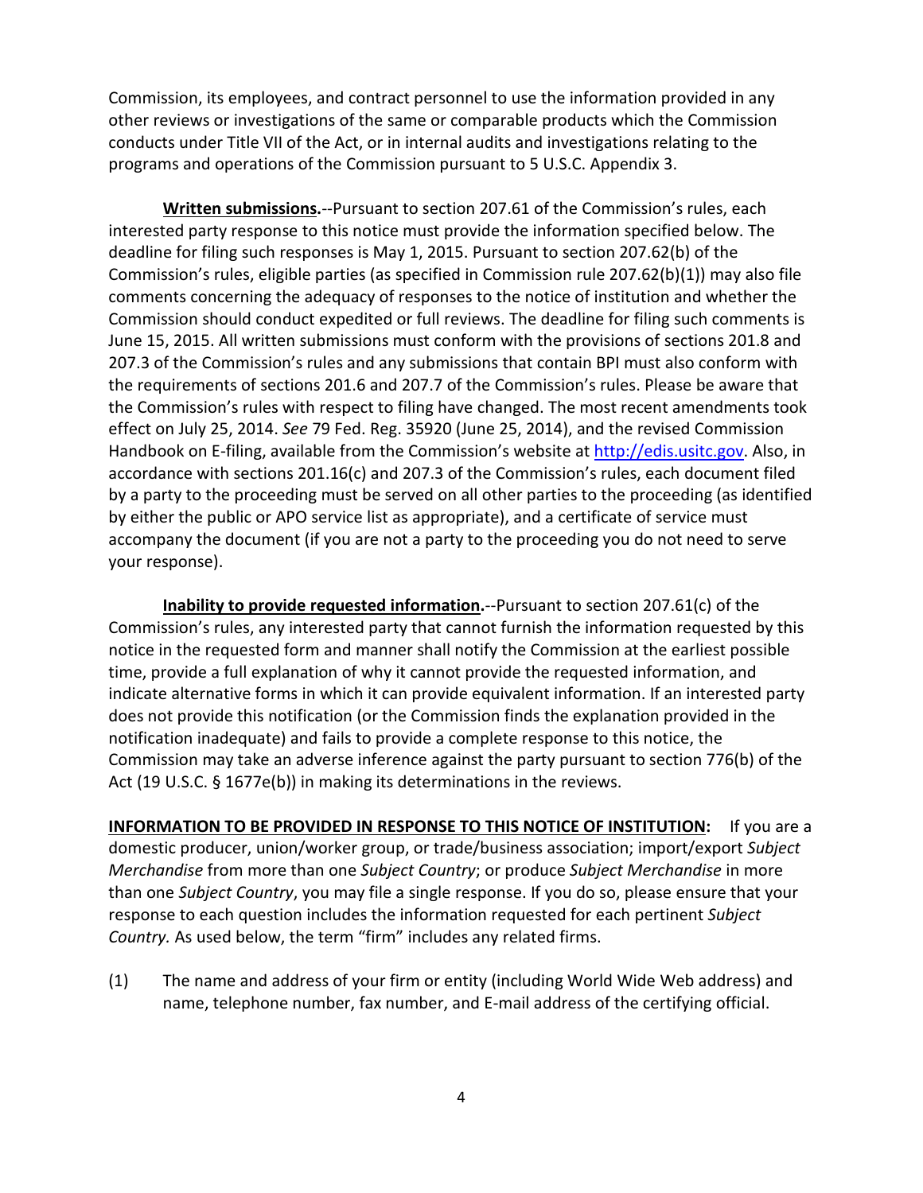Commission, its employees, and contract personnel to use the information provided in any other reviews or investigations of the same or comparable products which the Commission conducts under Title VII of the Act, or in internal audits and investigations relating to the programs and operations of the Commission pursuant to 5 U.S.C. Appendix 3.

**Written submissions.**--Pursuant to section 207.61 of the Commission's rules, each interested party response to this notice must provide the information specified below. The deadline for filing such responses is May 1, 2015. Pursuant to section 207.62(b) of the Commission's rules, eligible parties (as specified in Commission rule 207.62(b)(1)) may also file comments concerning the adequacy of responses to the notice of institution and whether the Commission should conduct expedited or full reviews. The deadline for filing such comments is June 15, 2015. All written submissions must conform with the provisions of sections 201.8 and 207.3 of the Commission's rules and any submissions that contain BPI must also conform with the requirements of sections 201.6 and 207.7 of the Commission's rules. Please be aware that the Commission's rules with respect to filing have changed. The most recent amendments took effect on July 25, 2014. *See* 79 Fed. Reg. 35920 (June 25, 2014), and the revised Commission Handbook on E-filing, available from the Commission's website at http://edis.usitc.gov. Also, in accordance with sections 201.16(c) and 207.3 of the Commission's rules, each document filed by a party to the proceeding must be served on all other parties to the proceeding (as identified by either the public or APO service list as appropriate), and a certificate of service must accompany the document (if you are not a party to the proceeding you do not need to serve your response).

**Inability to provide requested information.**--Pursuant to section 207.61(c) of the Commission's rules, any interested party that cannot furnish the information requested by this notice in the requested form and manner shall notify the Commission at the earliest possible time, provide a full explanation of why it cannot provide the requested information, and indicate alternative forms in which it can provide equivalent information. If an interested party does not provide this notification (or the Commission finds the explanation provided in the notification inadequate) and fails to provide a complete response to this notice, the Commission may take an adverse inference against the party pursuant to section 776(b) of the Act (19 U.S.C. § 1677e(b)) in making its determinations in the reviews.

**INFORMATION TO BE PROVIDED IN RESPONSE TO THIS NOTICE OF INSTITUTION:** If you are a domestic producer, union/worker group, or trade/business association; import/export *Subject Merchandise* from more than one *Subject Country*; or produce *Subject Merchandise* in more than one *Subject Country*, you may file a single response. If you do so, please ensure that your response to each question includes the information requested for each pertinent *Subject Country.* As used below, the term "firm" includes any related firms.

(1) The name and address of your firm or entity (including World Wide Web address) and name, telephone number, fax number, and E-mail address of the certifying official.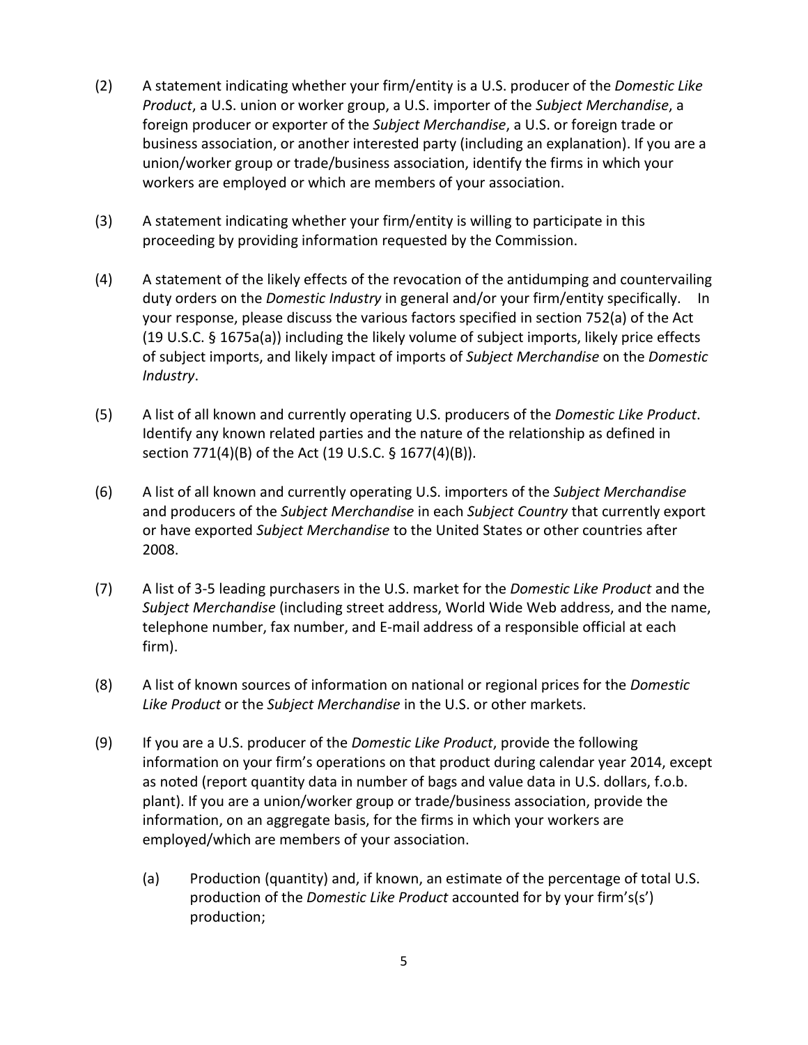(2) A statement indicating whether your firm/entity is a U.S. producer of the *Domestic Like Product*, a U.S. union or worker group, a U.S. importer of the *Subject Merchandise*, a foreign producer or exporter of the *Subject Merchandise*, a U.S. or foreign trade or business association, or another interested party (including an explanation). If you are a union/worker group or trade/business association, identify the firms in which your workers are employed or which are members of your association.

(3) A statement indicating whether your firm/entity is willing to participate in this proceeding by providing information requested by the Commission.

(4) A statement of the likely effects of the revocation of the antidumping and countervailing duty orders on the *Domestic Industry* in general and/or your firm/entity specifically. In your response, please discuss the various factors specified in section 752(a) of the Act (19 U.S.C. § 1675a(a)) including the likely volume of subject imports, likely price effects of subject imports, and likely impact of imports of *Subject Merchandise* on the *Domestic Industry*.

(5) A list of all known and currently operating U.S. producers of the *Domestic Like Product*. Identify any known related parties and the nature of the relationship as defined in section 771(4)(B) of the Act (19 U.S.C. § 1677(4)(B)).

(6) A list of all known and currently operating U.S. importers of the *Subject Merchandise* and producers of the *Subject Merchandise* in each *Subject Country* that currently export or have exported *Subject Merchandise* to the United States or other countries after 2008.

(7) A list of 3-5 leading purchasers in the U.S. market for the *Domestic Like Product* and the *Subject Merchandise* (including street address, World Wide Web address, and the name, telephone number, fax number, and E-mail address of a responsible official at each firm).

(8) A list of known sources of information on national or regional prices for the *Domestic Like Product* or the *Subject Merchandise* in the U.S. or other markets.

(9) If you are a U.S. producer of the *Domestic Like Product*, provide the following information on your firm's operations on that product during calendar year 2014, except as noted (report quantity data in number of bags and value data in U.S. dollars, f.o.b. plant). If you are a union/worker group or trade/business association, provide the information, on an aggregate basis, for the firms in which your workers are employed/which are members of your association.

   (a) Production (quantity) and, if known, an estimate of the percentage of total U.S. production of the *Domestic Like Product* accounted for by your firm's(s') production;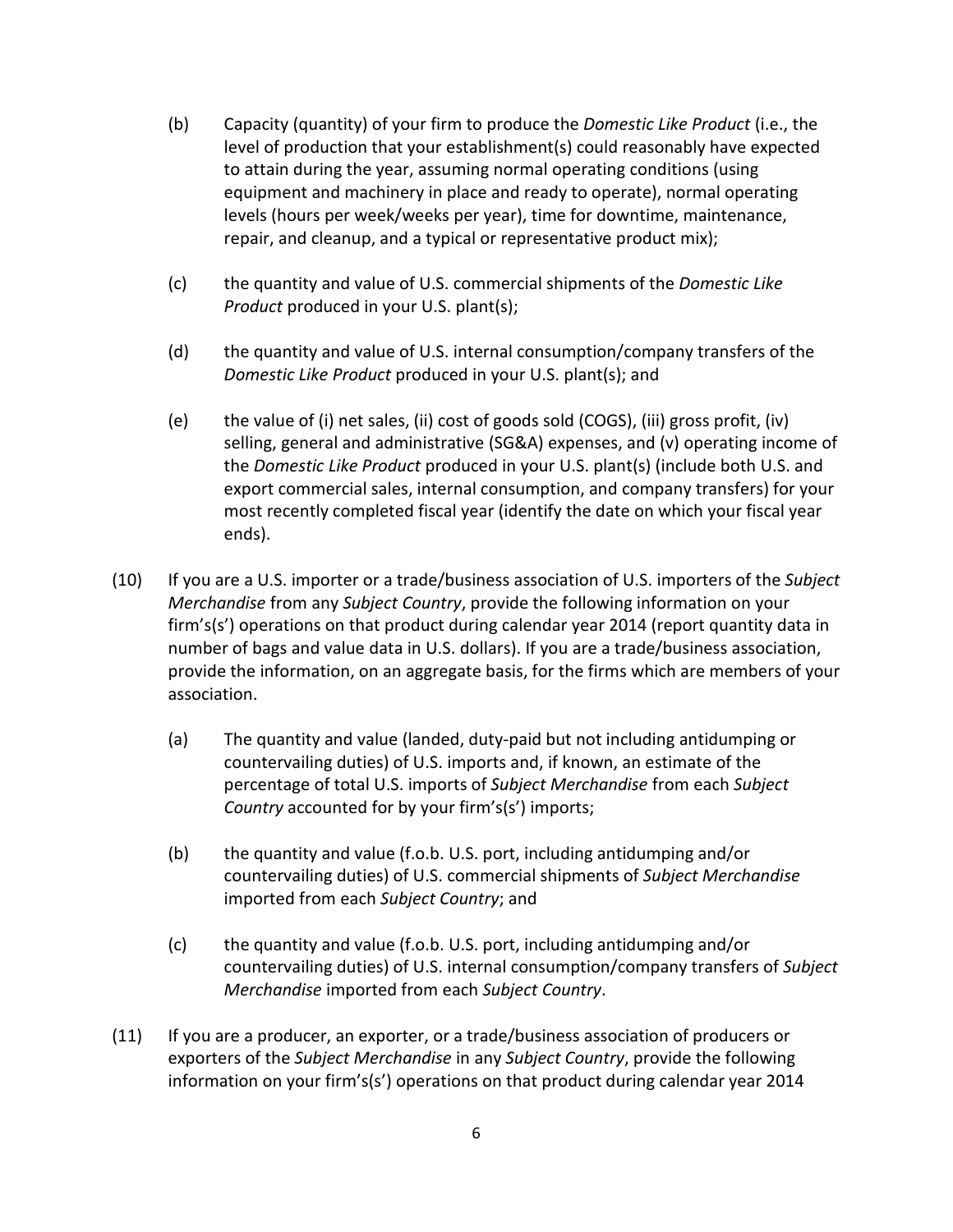(b) Capacity (quantity) of your firm to produce the *Domestic Like Product* (i.e., the level of production that your establishment(s) could reasonably have expected to attain during the year, assuming normal operating conditions (using equipment and machinery in place and ready to operate), normal operating levels (hours per week/weeks per year), time for downtime, maintenance, repair, and cleanup, and a typical or representative product mix);

(c) the quantity and value of U.S. commercial shipments of the *Domestic Like Product* produced in your U.S. plant(s);

(d) the quantity and value of U.S. internal consumption/company transfers of the *Domestic Like Product* produced in your U.S. plant(s); and

(e) the value of (i) net sales, (ii) cost of goods sold (COGS), (iii) gross profit, (iv) selling, general and administrative (SG&A) expenses, and (v) operating income of the *Domestic Like Product* produced in your U.S. plant(s) (include both U.S. and export commercial sales, internal consumption, and company transfers) for your most recently completed fiscal year (identify the date on which your fiscal year ends).

(10) If you are a U.S. importer or a trade/business association of U.S. importers of the *Subject Merchandise* from any *Subject Country*, provide the following information on your firm's(s') operations on that product during calendar year 2014 (report quantity data in number of bags and value data in U.S. dollars). If you are a trade/business association, provide the information, on an aggregate basis, for the firms which are members of your association.

(a) The quantity and value (landed, duty-paid but not including antidumping or countervailing duties) of U.S. imports and, if known, an estimate of the percentage of total U.S. imports of *Subject Merchandise* from each *Subject Country* accounted for by your firm's(s') imports;

(b) the quantity and value (f.o.b. U.S. port, including antidumping and/or countervailing duties) of U.S. commercial shipments of *Subject Merchandise* imported from each *Subject Country*; and

(c) the quantity and value (f.o.b. U.S. port, including antidumping and/or countervailing duties) of U.S. internal consumption/company transfers of *Subject Merchandise* imported from each *Subject Country*.

(11) If you are a producer, an exporter, or a trade/business association of producers or exporters of the *Subject Merchandise* in any *Subject Country*, provide the following information on your firm's(s') operations on that product during calendar year 2014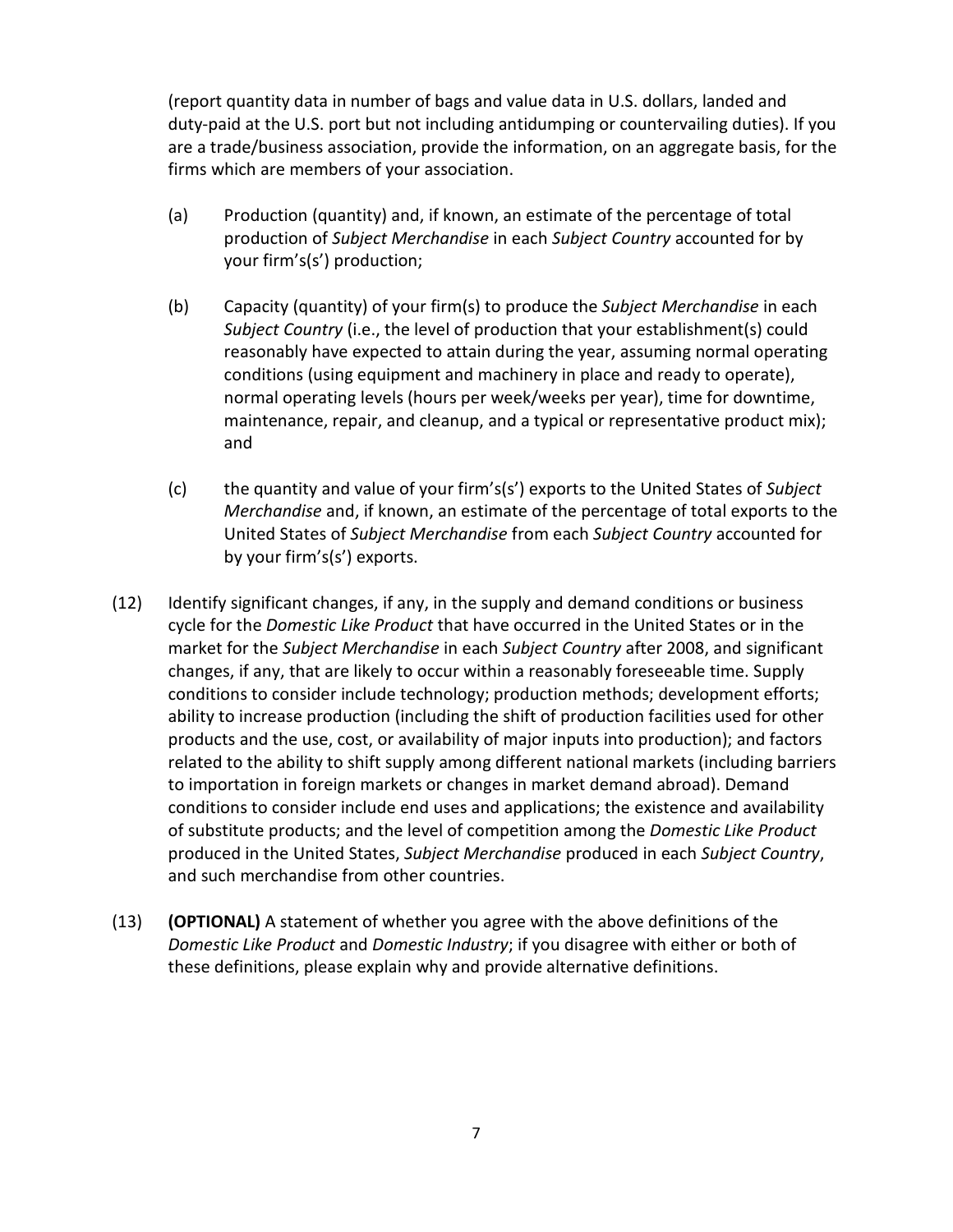(report quantity data in number of bags and value data in U.S. dollars, landed and duty-paid at the U.S. port but not including antidumping or countervailing duties). If you are a trade/business association, provide the information, on an aggregate basis, for the firms which are members of your association.

(a) Production (quantity) and, if known, an estimate of the percentage of total production of *Subject Merchandise* in each *Subject Country* accounted for by your firm's(s') production;

(b) Capacity (quantity) of your firm(s) to produce the *Subject Merchandise* in each *Subject Country* (i.e., the level of production that your establishment(s) could reasonably have expected to attain during the year, assuming normal operating conditions (using equipment and machinery in place and ready to operate), normal operating levels (hours per week/weeks per year), time for downtime, maintenance, repair, and cleanup, and a typical or representative product mix); and

(c) the quantity and value of your firm's(s') exports to the United States of *Subject Merchandise* and, if known, an estimate of the percentage of total exports to the United States of *Subject Merchandise* from each *Subject Country* accounted for by your firm's(s') exports.

(12) Identify significant changes, if any, in the supply and demand conditions or business cycle for the *Domestic Like Product* that have occurred in the United States or in the market for the *Subject Merchandise* in each *Subject Country* after 2008, and significant changes, if any, that are likely to occur within a reasonably foreseeable time. Supply conditions to consider include technology; production methods; development efforts; ability to increase production (including the shift of production facilities used for other products and the use, cost, or availability of major inputs into production); and factors related to the ability to shift supply among different national markets (including barriers to importation in foreign markets or changes in market demand abroad). Demand conditions to consider include end uses and applications; the existence and availability of substitute products; and the level of competition among the *Domestic Like Product* produced in the United States, *Subject Merchandise* produced in each *Subject Country*, and such merchandise from other countries.

(13) **(OPTIONAL)** A statement of whether you agree with the above definitions of the *Domestic Like Product* and *Domestic Industry*; if you disagree with either or both of these definitions, please explain why and provide alternative definitions.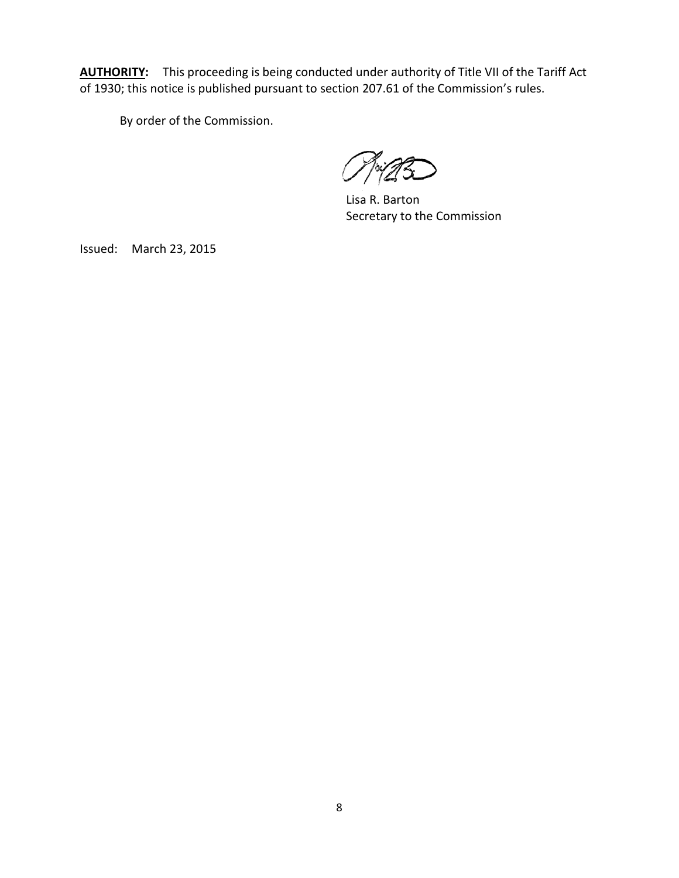**<u>AUTHORITY</u>:** This proceeding is being conducted under authority of Title VII of the Tariff Act of 1930; this notice is published pursuant to section 207.61 of the Commission's rules.

By order of the Commission.

Lisa R. Barton
Secretary to the Commission

Issued: March 23, 2015